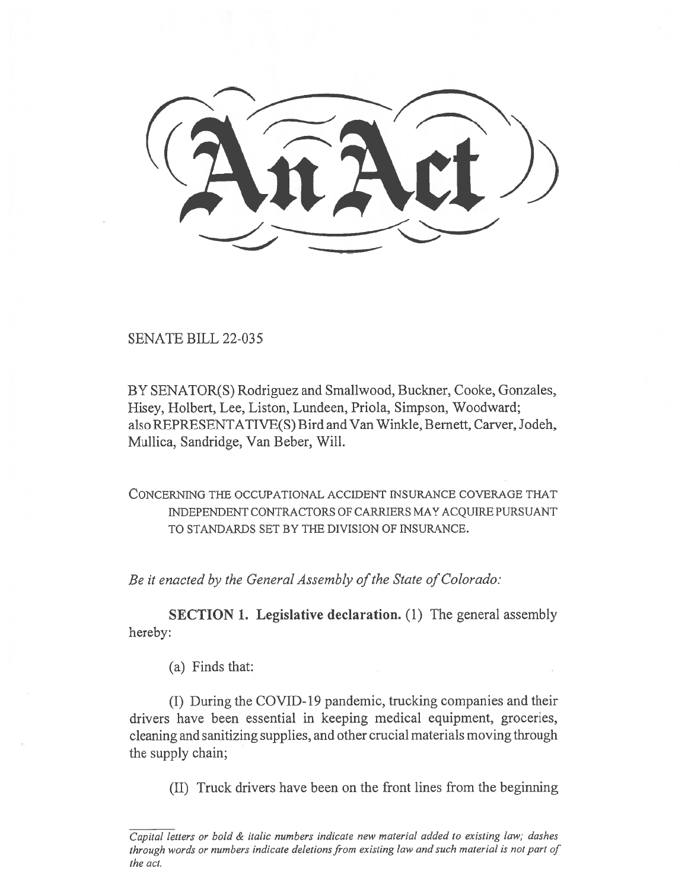# An Act

SENATE BILL 22-035

BY SENATOR(S) Rodriguez and Smallwood, Buckner, Cooke, Gonzales, Hisey, Holbert, Lee, Liston, Lundeen, Priola, Simpson, Woodward; also REPRESENTATIVE(S) Bird and Van Winkle, Bernett, Carver, Jodeh, Mullica, Sandridge, Van Beber, Will.

CONCERNING THE OCCUPATIONAL ACCIDENT INSURANCE COVERAGE THAT INDEPENDENT CONTRACTORS OF CARRIERS MAY ACQUIRE PURSUANT TO STANDARDS SET BY THE DIVISION OF INSURANCE.

*Be it enacted by the General Assembly of the State of Colorado:*

**SECTION 1. Legislative declaration.** (1) The general assembly hereby:

(a) Finds that:

(I) During the COVID-19 pandemic, trucking companies and their drivers have been essential in keeping medical equipment, groceries, cleaning and sanitizing supplies, and other crucial materials moving through the supply chain;

(II) Truck drivers have been on the front lines from the beginning

*Capital letters or bold & italic numbers indicate new material added to existing law; dashes through words or numbers indicate deletions from existing law and such material is not part of the act.*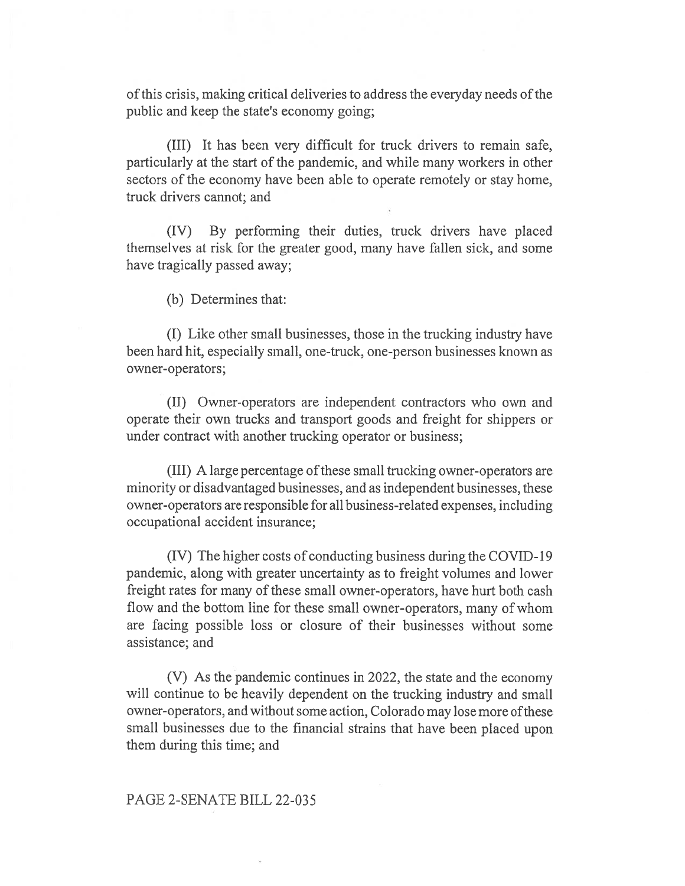of this crisis, making critical deliveries to address the everyday needs of the public and keep the state's economy going;

(III) It has been very difficult for truck drivers to remain safe, particularly at the start of the pandemic, and while many workers in other sectors of the economy have been able to operate remotely or stay home, truck drivers cannot; and

(IV) By performing their duties, truck drivers have placed themselves at risk for the greater good, many have fallen sick, and some have tragically passed away;

(b) Determines that:

(I) Like other small businesses, those in the trucking industry have been hard hit, especially small, one-truck, one-person businesses known as owner-operators;

(II) Owner-operators are independent contractors who own and operate their own trucks and transport goods and freight for shippers or under contract with another trucking operator or business;

(III) A large percentage of these small trucking owner-operators are minority or disadvantaged businesses, and as independent businesses, these owner-operators are responsible for all business-related expenses, including occupational accident insurance;

(IV) The higher costs of conducting business during the COVID-19 pandemic, along with greater uncertainty as to freight volumes and lower freight rates for many of these small owner-operators, have hurt both cash flow and the bottom line for these small owner-operators, many of whom are facing possible loss or closure of their businesses without some assistance; and

(V) As the pandemic continues in 2022, the state and the economy will continue to be heavily dependent on the trucking industry and small owner-operators, and without some action, Colorado may lose more of these small businesses due to the financial strains that have been placed upon them during this time; and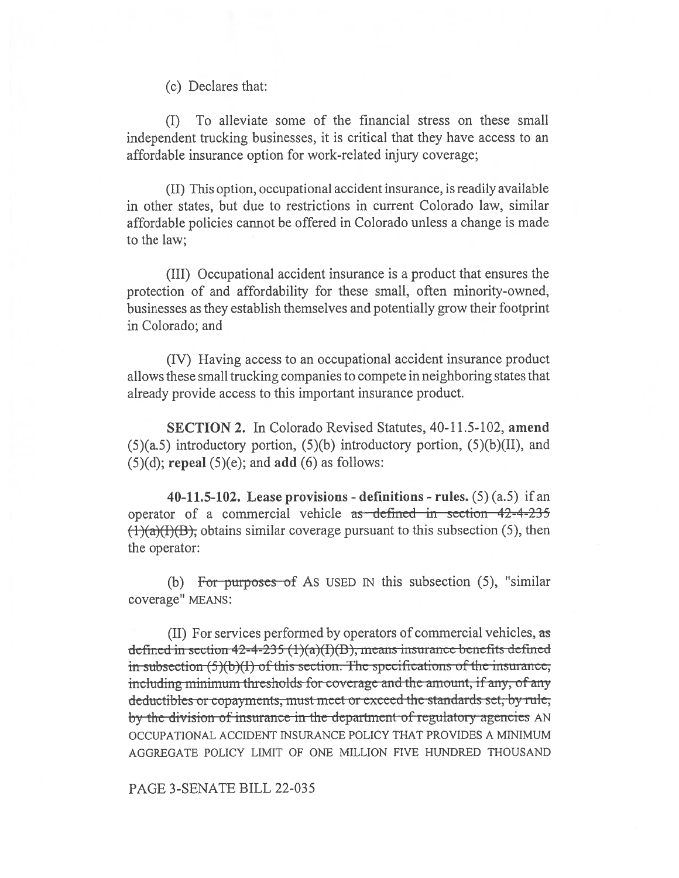(c) Declares that:

(I) To alleviate some of the financial stress on these small independent trucking businesses, it is critical that they have access to an affordable insurance option for work-related injury coverage;

(II) This option, occupational accident insurance, is readily available in other states, but due to restrictions in current Colorado law, similar affordable policies cannot be offered in Colorado unless a change is made to the law;

(III) Occupational accident insurance is a product that ensures the protection of and affordability for these small, often minority-owned, businesses as they establish themselves and potentially grow their footprint in Colorado; and

(IV) Having access to an occupational accident insurance product allows these small trucking companies to compete in neighboring states that already provide access to this important insurance product.

**SECTION 2.** In Colorado Revised Statutes, 40-11.5-102, **amend** (5)(a.5) introductory portion, (5)(b) introductory portion, (5)(b)(II), and (5)(d); **repeal** (5)(e); and **add** (6) as follows:

**40-11.5-102. Lease provisions - definitions - rules.** (5) (a.5) if an operator of a commercial vehicle ~~as defined in section 42-4-235 (1)(a)(I)(B),~~ obtains similar coverage pursuant to this subsection (5), then the operator:

(b) ~~For purposes of~~ AS USED IN this subsection (5), "similar coverage" MEANS:

(II) For services performed by operators of commercial vehicles, ~~as defined in section 42-4-235 (1)(a)(I)(B), means insurance benefits defined in subsection (5)(b)(I) of this section. The specifications of the insurance, including minimum thresholds for coverage and the amount, if any, of any deductibles or copayments, must meet or exceed the standards set, by rule, by the division of insurance in the department of regulatory agencies~~ AN OCCUPATIONAL ACCIDENT INSURANCE POLICY THAT PROVIDES A MINIMUM AGGREGATE POLICY LIMIT OF ONE MILLION FIVE HUNDRED THOUSAND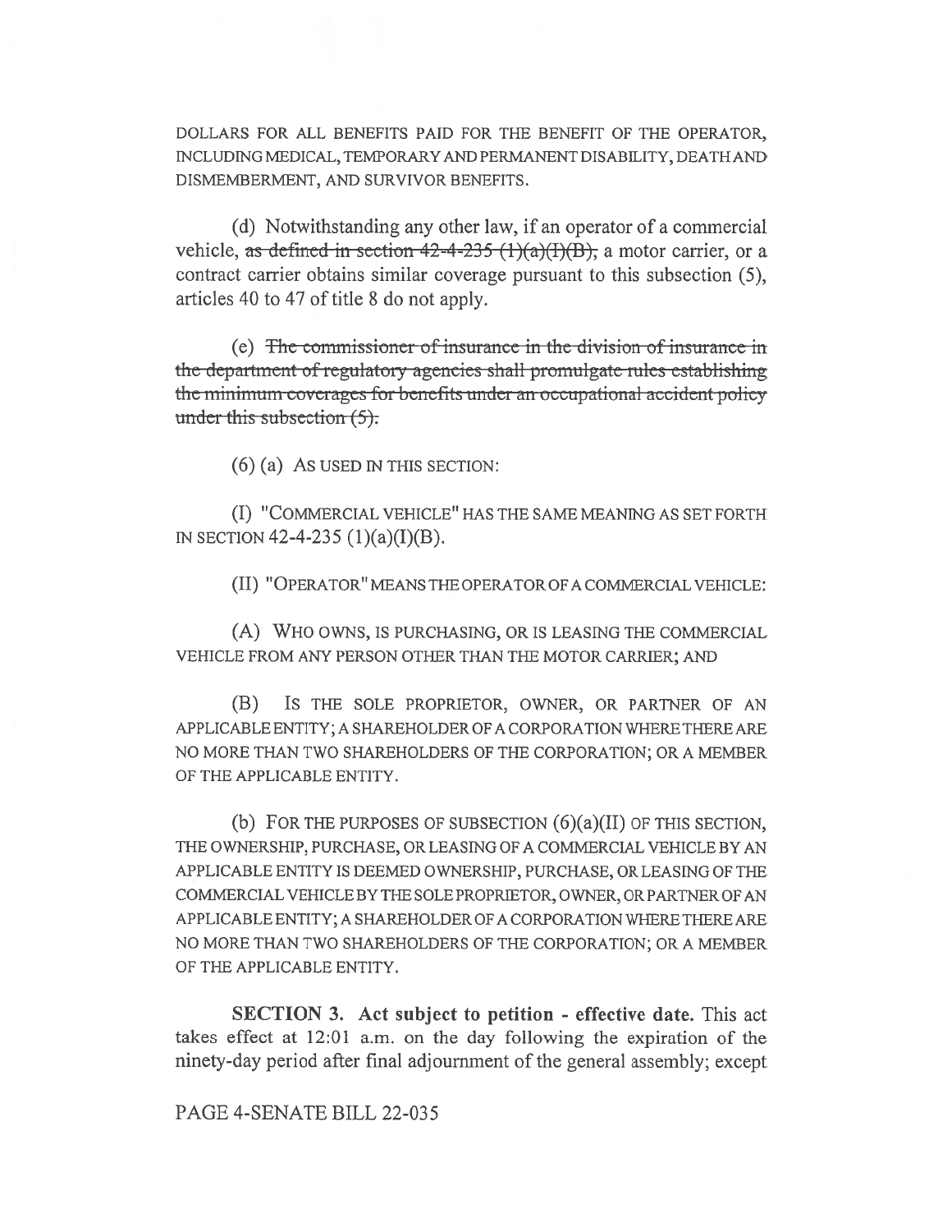DOLLARS FOR ALL BENEFITS PAID FOR THE BENEFIT OF THE OPERATOR, INCLUDING MEDICAL, TEMPORARY AND PERMANENT DISABILITY, DEATH AND DISMEMBERMENT, AND SURVIVOR BENEFITS.

(d) Notwithstanding any other law, if an operator of a commercial vehicle, ~~as defined in section 42-4-235 (1)(a)(I)(B),~~ a motor carrier, or a contract carrier obtains similar coverage pursuant to this subsection (5), articles 40 to 47 of title 8 do not apply.

(e) ~~The commissioner of insurance in the division of insurance in the department of regulatory agencies shall promulgate rules establishing the minimum coverages for benefits under an occupational accident policy under this subsection (5).~~

(6) (a) AS USED IN THIS SECTION:

(I) "COMMERCIAL VEHICLE" HAS THE SAME MEANING AS SET FORTH IN SECTION 42-4-235 (1)(a)(I)(B).

(II) "OPERATOR" MEANS THE OPERATOR OF A COMMERCIAL VEHICLE:

(A) WHO OWNS, IS PURCHASING, OR IS LEASING THE COMMERCIAL VEHICLE FROM ANY PERSON OTHER THAN THE MOTOR CARRIER; AND

(B) IS THE SOLE PROPRIETOR, OWNER, OR PARTNER OF AN APPLICABLE ENTITY; A SHAREHOLDER OF A CORPORATION WHERE THERE ARE NO MORE THAN TWO SHAREHOLDERS OF THE CORPORATION; OR A MEMBER OF THE APPLICABLE ENTITY.

(b) FOR THE PURPOSES OF SUBSECTION (6)(a)(II) OF THIS SECTION, THE OWNERSHIP, PURCHASE, OR LEASING OF A COMMERCIAL VEHICLE BY AN APPLICABLE ENTITY IS DEEMED OWNERSHIP, PURCHASE, OR LEASING OF THE COMMERCIAL VEHICLE BY THE SOLE PROPRIETOR, OWNER, OR PARTNER OF AN APPLICABLE ENTITY; A SHAREHOLDER OF A CORPORATION WHERE THERE ARE NO MORE THAN TWO SHAREHOLDERS OF THE CORPORATION; OR A MEMBER OF THE APPLICABLE ENTITY.

**SECTION 3. Act subject to petition - effective date.** This act takes effect at 12:01 a.m. on the day following the expiration of the ninety-day period after final adjournment of the general assembly; except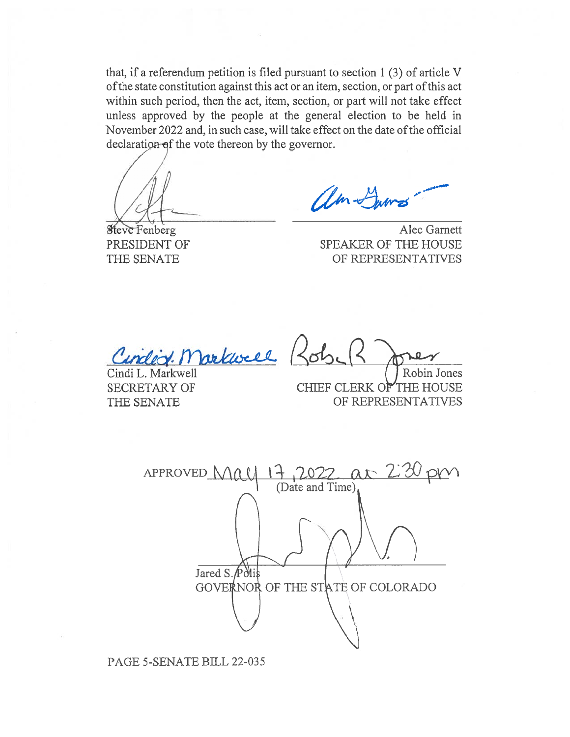that, if a referendum petition is filed pursuant to section 1 (3) of article V of the state constitution against this act or an item, section, or part of this act within such period, then the act, item, section, or part will not take effect unless approved by the people at the general election to be held in November 2022 and, in such case, will take effect on the date of the official declaration of the vote thereon by the governor.

Steve Fenberg
PRESIDENT OF
THE SENATE

Alec Garnett
SPEAKER OF THE HOUSE
OF REPRESENTATIVES

Cindi L. Markwell
SECRETARY OF
THE SENATE

Robin Jones
CHIEF CLERK OF THE HOUSE
OF REPRESENTATIVES

APPROVED May 17, 2022 at 2:30 pm
(Date and Time)

Jared S. Polis
GOVERNOR OF THE STATE OF COLORADO

PAGE 5-SENATE BILL 22-035